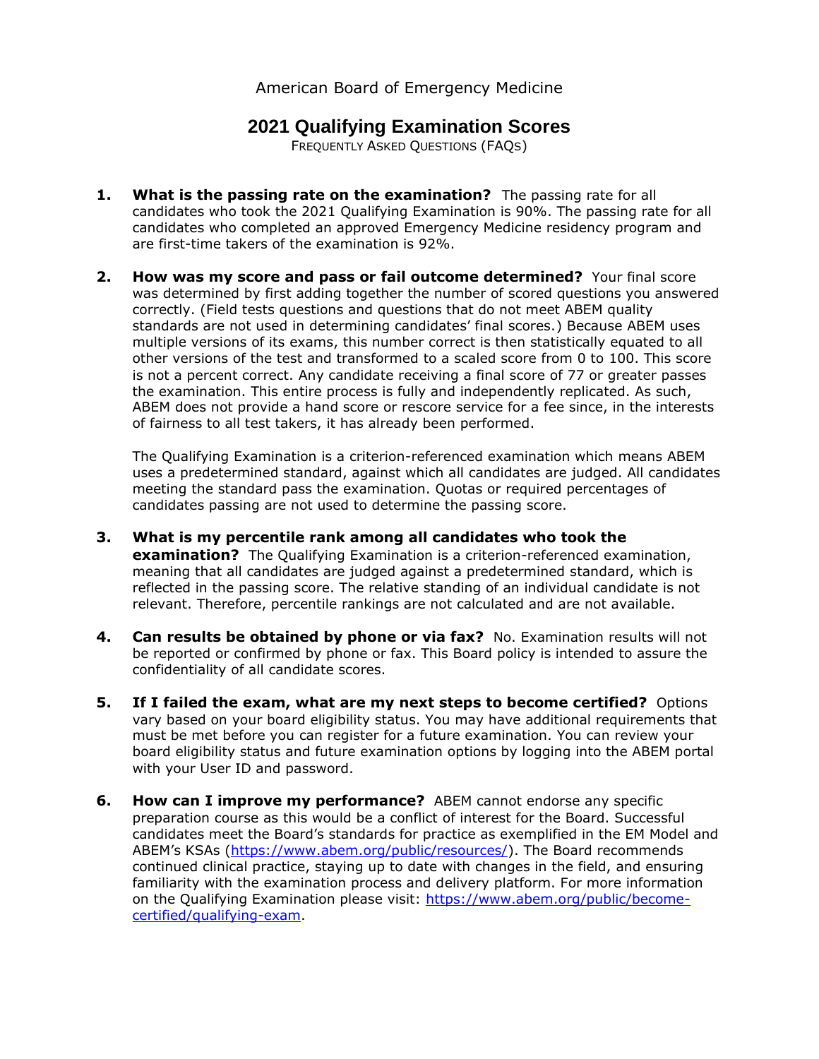American Board of Emergency Medicine

# 2021 Qualifying Examination Scores

FREQUENTLY ASKED QUESTIONS (FAQS)

1. **What is the passing rate on the examination?** The passing rate for all candidates who took the 2021 Qualifying Examination is 90%. The passing rate for all candidates who completed an approved Emergency Medicine residency program and are first-time takers of the examination is 92%.

2. **How was my score and pass or fail outcome determined?** Your final score was determined by first adding together the number of scored questions you answered correctly. (Field tests questions and questions that do not meet ABEM quality standards are not used in determining candidates' final scores.) Because ABEM uses multiple versions of its exams, this number correct is then statistically equated to all other versions of the test and transformed to a scaled score from 0 to 100. This score is not a percent correct. Any candidate receiving a final score of 77 or greater passes the examination. This entire process is fully and independently replicated. As such, ABEM does not provide a hand score or rescore service for a fee since, in the interests of fairness to all test takers, it has already been performed.

   The Qualifying Examination is a criterion-referenced examination which means ABEM uses a predetermined standard, against which all candidates are judged. All candidates meeting the standard pass the examination. Quotas or required percentages of candidates passing are not used to determine the passing score.

3. **What is my percentile rank among all candidates who took the examination?** The Qualifying Examination is a criterion-referenced examination, meaning that all candidates are judged against a predetermined standard, which is reflected in the passing score. The relative standing of an individual candidate is not relevant. Therefore, percentile rankings are not calculated and are not available.

4. **Can results be obtained by phone or via fax?** No. Examination results will not be reported or confirmed by phone or fax. This Board policy is intended to assure the confidentiality of all candidate scores.

5. **If I failed the exam, what are my next steps to become certified?** Options vary based on your board eligibility status. You may have additional requirements that must be met before you can register for a future examination. You can review your board eligibility status and future examination options by logging into the ABEM portal with your User ID and password.

6. **How can I improve my performance?** ABEM cannot endorse any specific preparation course as this would be a conflict of interest for the Board. Successful candidates meet the Board's standards for practice as exemplified in the EM Model and ABEM's KSAs (https://www.abem.org/public/resources/). The Board recommends continued clinical practice, staying up to date with changes in the field, and ensuring familiarity with the examination process and delivery platform. For more information on the Qualifying Examination please visit: https://www.abem.org/public/become-certified/qualifying-exam.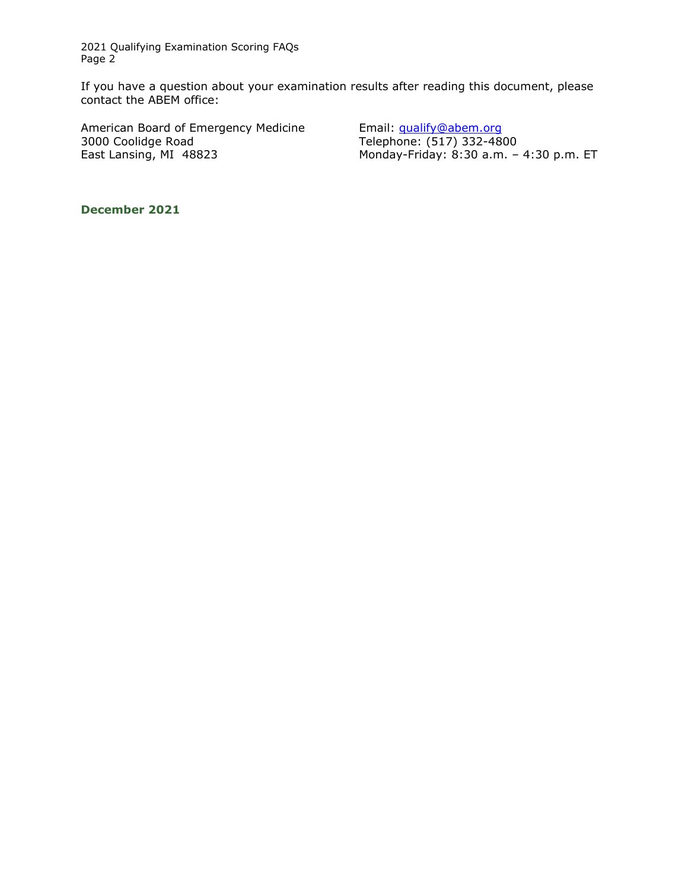If you have a question about your examination results after reading this document, please contact the ABEM office:

American Board of Emergency Medicine  
3000 Coolidge Road  
East Lansing, MI  48823

Email: qualify@abem.org  
Telephone: (517) 332-4800  
Monday-Friday: 8:30 a.m. – 4:30 p.m. ET

**December 2021**